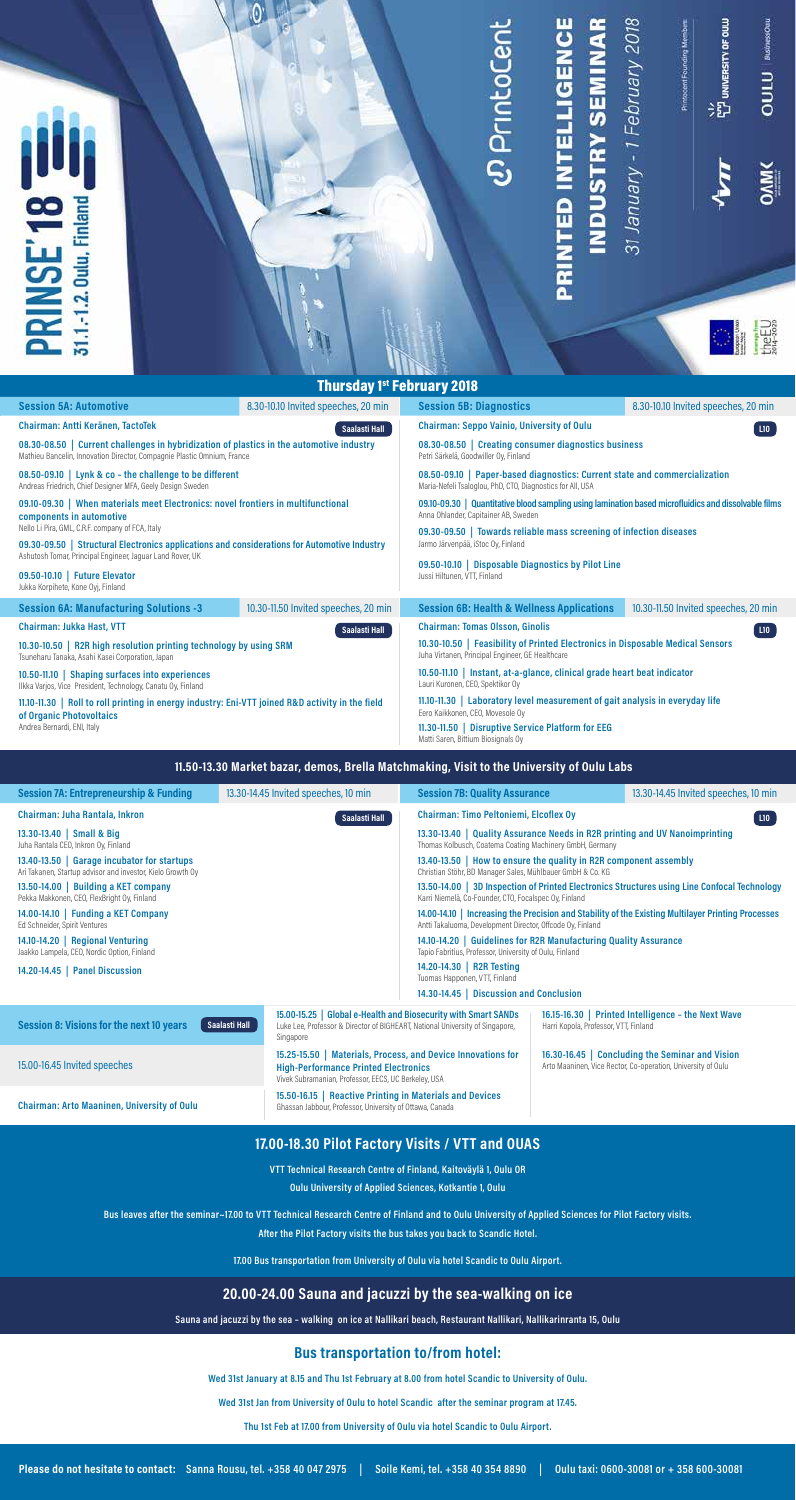# PRINSE'18

31.1.-1.2. Oulu, Finland

PrintoCent

# PRINTED INTELLIGENCE INDUSTRY SEMINAR

*31 January - 1 February 2018*

Printocent Founding Members: VTT, University of Oulu, OAMK, Oulu BusinessOulu

## Thursday 1st February 2018

### Session 5A: Automotive

8.30-10.10 Invited speeches, 20 min — Saalasti Hall

**Chairman: Antti Keränen, TactoTek**

**08.30-08.50 | Current challenges in hybridization of plastics in the automotive industry**
Mathieu Bancelin, Innovation Director, Compagnie Plastic Omnium, France

**08.50-09.10 | Lynk & co – the challenge to be different**
Andreas Friedrich, Chief Designer MFA, Geely Design Sweden

**09.10-09.30 | When materials meet Electronics: novel frontiers in multifunctional components in automotive**
Nello Li Pira, GML, C.R.F. company of FCA, Italy

**09.30-09.50 | Structural Electronics applications and considerations for Automotive Industry**
Ashutosh Tomar, Principal Engineer, Jaguar Land Rover, UK

**09.50-10.10 | Future Elevator**
Jukka Korpihete, Kone Oyj, Finland

### Session 5B: Diagnostics

8.30-10.10 Invited speeches, 20 min — L10

**Chairman: Seppo Vainio, University of Oulu**

**08.30-08.50 | Creating consumer diagnostics business**
Petri Särkelä, Goodwiller Oy, Finland

**08.50-09.10 | Paper-based diagnostics: Current state and commercialization**
Maria-Nefeli Tsaloglou, PhD, CTO, Diagnostics for All, USA

**09.10-09.30 | Quantitative blood sampling using lamination based microfluidics and dissolvable films**
Anna Ohlander, Capitainer AB, Sweden

**09.30-09.50 | Towards reliable mass screening of infection diseases**
Jarmo Järvenpää, iStoc Oy, Finland

**09.50-10.10 | Disposable Diagnostics by Pilot Line**
Jussi Hiltunen, VTT, Finland

### Session 6A: Manufacturing Solutions -3

10.30-11.50 Invited speeches, 20 min — Saalasti Hall

**Chairman: Jukka Hast, VTT**

**10.30-10.50 | R2R high resolution printing technology by using SRM**
Tsuneharu Tanaka, Asahi Kasei Corporation, Japan

**10.50-11.10 | Shaping surfaces into experiences**
Ilkka Varjos, Vice President, Technology, Canatu Oy, Finland

**11.10-11.30 | Roll to roll printing in energy industry: Eni-VTT joined R&D activity in the field of Organic Photovoltaics**
Andrea Bernardi, ENI, Italy

### Session 6B: Health & Wellness Applications

10.30-11.50 Invited speeches, 20 min — L10

**Chairman: Tomas Olsson, Ginolis**

**10.30-10.50 | Feasibility of Printed Electronics in Disposable Medical Sensors**
Juha Virtanen, Principal Engineer, GE Healthcare

**10.50-11.10 | Instant, at-a-glance, clinical grade heart beat indicator**
Lauri Kuronen, CEO, Spektikor Oy

**11.10-11.30 | Laboratory level measurement of gait analysis in everyday life**
Eero Kaikkonen, CEO, Movesole Oy

**11.30-11.50 | Disruptive Service Platform for EEG**
Matti Saren, Bittium Biosignals Oy

### 11.50-13.30 Market bazar, demos, Brella Matchmaking, Visit to the University of Oulu Labs

### Session 7A: Entrepreneurship & Funding

13.30-14.45 Invited speeches, 10 min — Saalasti Hall

**Chairman: Juha Rantala, Inkron**

**13.30-13.40 | Small & Big**
Juha Rantala CEO, Inkron Oy, Finland

**13.40-13.50 | Garage incubator for startups**
Ari Takanen, Startup advisor and investor, Kielo Growth Oy

**13.50-14.00 | Building a KET company**
Pekka Makkonen, CEO, FlexBright Oy, Finland

**14.00-14.10 | Funding a KET Company**
Ed Schneider, Spirit Ventures

**14.10-14.20 | Regional Venturing**
Jaakko Lampela, CEO, Nordic Option, Finland

**14.20-14.45 | Panel Discussion**

### Session 7B: Quality Assurance

13.30-14.45 Invited speeches, 10 min — L10

**Chairman: Timo Peltoniemi, Elcoflex Oy**

**13.30-13.40 | Quality Assurance Needs in R2R printing and UV Nanoimprinting**
Thomas Kolbusch, Coatema Coating Machinery GmbH, Germany

**13.40-13.50 | How to ensure the quality in R2R component assembly**
Christian Stöhr, BD Manager Sales, Mühlbauer GmbH & Co. KG

**13.50-14.00 | 3D Inspection of Printed Electronics Structures using Line Confocal Technology**
Karri Niemelä, Co-Founder, CTO, Focalspec Oy, Finland

**14.00-14.10 | Increasing the Precision and Stability of the Existing Multilayer Printing Processes**
Antti Takaluoma, Development Director, Offcode Oy, Finland

**14.10-14.20 | Guidelines for R2R Manufacturing Quality Assurance**
Tapio Fabritius, Professor, University of Oulu, Finland

**14.20-14.30 | R2R Testing**
Tuomas Happonen, VTT, Finland

**14.30-14.45 | Discussion and Conclusion**

### Session 8: Visions for the next 10 years

Saalasti Hall

15.00-16.45 Invited speeches

**Chairman: Arto Maaninen, University of Oulu**

**15.00-15.25 | Global e-Health and Biosecurity with Smart SANDs**
Luke Lee, Professor & Director of BIGHEART, National University of Singapore, Singapore

**15.25-15.50 | Materials, Process, and Device Innovations for High-Performance Printed Electronics**
Vivek Subramanian, Professor, EECS, UC Berkeley, USA

**15.50-16.15 | Reactive Printing in Materials and Devices**
Ghassan Jabbour, Professor, University of Ottawa, Canada

**16.15-16.30 | Printed Intelligence – the Next Wave**
Harri Kopola, Professor, VTT, Finland

**16.30-16.45 | Concluding the Seminar and Vision**
Arto Maaninen, Vice Rector, Co-operation, University of Oulu

## 17.00-18.30 Pilot Factory Visits / VTT and OUAS

VTT Technical Research Centre of Finland, Kaitoväylä 1, Oulu OR

Oulu University of Applied Sciences, Kotkantie 1, Oulu

Bus leaves after the seminar~17.00 to VTT Technical Research Centre of Finland and to Oulu University of Applied Sciences for Pilot Factory visits.

After the Pilot Factory visits the bus takes you back to Scandic Hotel.

17.00 Bus transportation from University of Oulu via hotel Scandic to Oulu Airport.

## 20.00-24.00 Sauna and jacuzzi by the sea-walking on ice

Sauna and jacuzzi by the sea – walking on ice at Nallikari beach, Restaurant Nallikari, Nallikarinranta 15, Oulu

## Bus transportation to/from hotel:

Wed 31st January at 8.15 and Thu 1st February at 8.00 from hotel Scandic to University of Oulu.

Wed 31st Jan from University of Oulu to hotel Scandic after the seminar program at 17.45.

Thu 1st Feb at 17.00 from University of Oulu via hotel Scandic to Oulu Airport.

**Please do not hesitate to contact: Sanna Rousu, tel. +358 40 047 2975 | Soile Kemi, tel. +358 40 354 8890 | Oulu taxi: 0600-30081 or + 358 600-30081**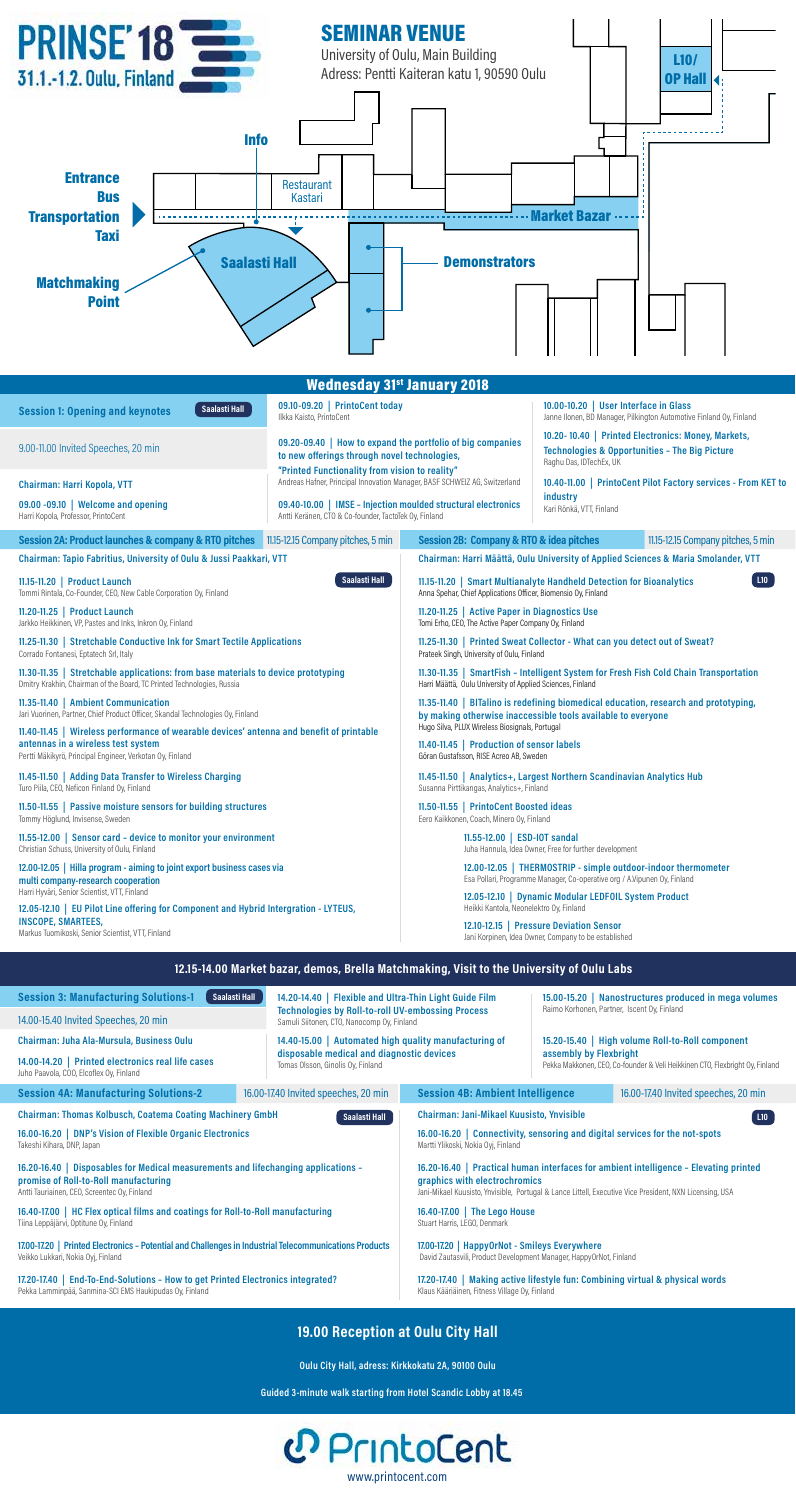# PRINSE'18

31.1.-1.2. Oulu, Finland

## SEMINAR VENUE

University of Oulu, Main Building
Adress: Pentti Kaiteran katu 1, 90590 Oulu

L10/ OP Hall
Info
Entrance
Bus
Transportation
Taxi
Restaurant Kastari
Market Bazar
Saalasti Hall
Demonstrators
Matchmaking Point

## Wednesday 31st January 2018

**Session 1: Opening and keynotes** — Saalasti Hall

9.00-11.00 Invited Speeches, 20 min

**Chairman: Harri Kopola, VTT**

**09.00 -09.10 | Welcome and opening**
Harri Kopola, Professor, PrintoCent

**09.10-09.20 | PrintoCent today**
Ilkka Kaisto, PrintoCent

**09.20-09.40 | How to expand the portfolio of big companies to new offerings through novel technologies, "Printed Functionality from vision to reality"**
Andreas Hafner, Principal Innovation Manager, BASF SCHWEIZ AG, Switzerland

**09.40-10.00 | IMSE - Injection moulded structural electronics**
Antti Keränen, CTO & Co-founder, TactoTek Oy, Finland

**10.00-10.20 | User Interface in Glass**
Janne Ilonen, BD Manager, Pilkington Automotive Finland Oy, Finland

**10.20- 10.40 | Printed Electronics: Money, Markets, Technologies & Opportunities - The Big Picture**
Raghu Das, IDTechEx, UK

**10.40-11.00 | PrintoCent Pilot Factory services - From KET to industry**
Kari Rönkä, VTT, Finland

**Session 2A: Product launches & company & RTO pitches** — 11.15-12.15 Company pitches, 5 min — Saalasti Hall

**Chairman: Tapio Fabritius, University of Oulu & Jussi Paakkari, VTT**

**11.15-11.20 | Product Launch**
Tommi Rintala, Co-Founder, CEO, New Cable Corporation Oy, Finland

**11.20-11.25 | Product Launch**
Jarkko Heikkinen, VP, Pastes and Inks, Inkron Oy, Finland

**11.25-11.30 | Stretchable Conductive Ink for Smart Tectile Applications**
Corrado Fontanesi, Eptatech Srl, Italy

**11.30-11.35 | Stretchable applications: from base materials to device prototyping**
Dmitry Krakhin, Chairman of the Board, TC Printed Technologies, Russia

**11.35-11.40 | Ambient Communication**
Jari Vuorinen, Partner, Chief Product Officer, Skandal Technologies Oy, Finland

**11.40-11.45 | Wireless performance of wearable devices' antenna and benefit of printable antennas in a wireless test system**
Pertti Mäkikyrö, Principal Engineer, Verkotan Oy, Finland

**11.45-11.50 | Adding Data Transfer to Wireless Charging**
Turo Piila, CEO, Neficon Finland Oy, Finland

**11.50-11.55 | Passive moisture sensors for building structures**
Tommy Höglund, Invisense, Sweden

**11.55-12.00 | Sensor card - device to monitor your environment**
Christian Schuss, University of Oulu, Finland

**12.00-12.05 | Hilla program - aiming to joint export business cases via multi company-research cooperation**
Harri Hyvari, Senior Scientist, VTT, Finland

**12.05-12.10 | EU Pilot Line offering for Component and Hybrid Intergration - LYTEUS, INSCOPE, SMARTEES,**
Markus Tuomikoski, Senior Scientist, VTT, Finland

**Session 2B: Company & RTO & idea pitches** — 11.15-12.15 Company pitches, 5 min — L10

**Chairman: Harri Määttä, Oulu University of Applied Sciences & Maria Smolander, VTT**

**11.15-11.20 | Smart Multianalyte Handheld Detection for Bioanalytics**
Anna Spehar, Chief Applications Officer, Biomensio Oy, Finland

**11.20-11.25 | Active Paper in Diagnostics Use**
Tomi Erho, CEO, The Active Paper Company Oy, Finland

**11.25-11.30 | Printed Sweat Collector - What can you detect out of Sweat?**
Prateek Singh, University of Oulu, Finland

**11.30-11.35 | SmartFish - Intelligent System for Fresh Fish Cold Chain Transportation**
Harri Määttä, Oulu University of Applied Sciences, Finland

**11.35-11.40 | BITalino is redefining biomedical education, research and prototyping, by making otherwise inaccessible tools available to everyone**
Hugo Silva, PLUX Wireless Biosignals, Portugal

**11.40-11.45 | Production of sensor labels**
Göran Gustafsson, RISE Acreo AB, Sweden

**11.45-11.50 | Analytics+, Largest Northern Scandinavian Analytics Hub**
Susanna Pirttikangas, Analytics+, Finland

**11.50-11.55 | PrintoCent Boosted ideas**
Eero Kaikkonen, Coach, Minero Oy, Finland

**11.55-12.00 | ESD-IOT sandal**
Juha Hannula, Idea Owner, Free for further development

**12.00-12.05 | THERMOSTRIP - simple outdoor-indoor thermometer**
Esa Pollari, Programme Manager, Co-operative org / A.Vipunen Oy, Finland

**12.05-12.10 | Dynamic Modular LEDFOIL System Product**
Heikki Kantola, Neonelektro Oy, Finland

**12.10-12.15 | Pressure Deviation Sensor**
Jani Korpinen, Idea Owner, Company to be established

### 12.15-14.00 Market bazar, demos, Brella Matchmaking, Visit to the University of Oulu Labs

**Session 3: Manufacturing Solutions-1** — Saalasti Hall

14.00-15.40 Invited Speeches, 20 min

**Chairman: Juha Ala-Mursula, Business Oulu**

**14.00-14.20 | Printed electronics real life cases**
Juho Paavola, COO, Elcoflex Oy, Finland

**14.20-14.40 | Flexible and Ultra-Thin Light Guide Film Technologies by Roll-to-roll UV-embossing Process**
Samuli Siitonen, CTO, Nanocomp Oy, Finland

**14.40-15.00 | Automated high quality manufacturing of disposable medical and diagnostic devices**
Tomas Olsson, Ginolis Oy, Finland

**15.00-15.20 | Nanostructures produced in mega volumes**
Raimo Korhonen, Partner, Iscent Oy, Finland

**15.20-15.40 | High volume Roll-to-Roll component assembly by Flexbright**
Pekka Makkonen, CEO, Co-founder & Veli Heikkinen CTO, Flexbright Oy, Finland

**Session 4A: Manufacturing Solutions-2** — 16.00-17.40 Invited speeches, 20 min — Saalasti Hall

**Chairman: Thomas Kolbusch, Coatema Coating Machinery GmbH**

**16.00-16.20 | DNP's Vision of Flexible Organic Electronics**
Takeshi Kihara, DNP, Japan

**16.20-16.40 | Disposables for Medical measurements and lifechanging applications - promise of Roll-to-Roll manufacturing**
Antti Tauriainen, CEO, Screentec Oy, Finland

**16.40-17.00 | HC Flex optical films and coatings for Roll-to-Roll manufacturing**
Tiina Leppäjärvi, Optitune Oy, Finland

**17.00-17.20 | Printed Electronics - Potential and Challenges in Industrial Telecommunications Products**
Veikko Lukkari, Nokia Oyj, Finland

**17.20-17.40 | End-To-End-Solutions - How to get Printed Electronics integrated?**
Pekka Lamminpää, Sanmina-SCI EMS Haukipudas Oy, Finland

**Session 4B: Ambient Intelligence** — 16.00-17.40 Invited speeches, 20 min — L10

**Chairman: Jani-Mikael Kuusisto, Ynvisible**

**16.00-16.20 | Connectivity, sensoring and digital services for the not-spots**
Martti Ylikoski, Nokia Oyj, Finland

**16.20-16.40 | Practical human interfaces for ambient intelligence - Elevating printed graphics with electrochromics**
Jani-Mikael Kuusisto, Ynvisible, Portugal & Lance Littell, Executive Vice President, NXN Licensing, USA

**16.40-17.00 | The Lego House**
Stuart Harris, LEGO, Denmark

**17.00-17.20 | HappyOrNot - Smileys Everywhere**
David Zautasvili, Product Development Manager, HappyOrNot, Finland

**17.20-17.40 | Making active lifestyle fun: Combining virtual & physical words**
Klaus Kääriäinen, Fitness Village Oy, Finland

## 19.00 Reception at Oulu City Hall

Oulu City Hall, adress: Kirkkokatu 2A, 90100 Oulu

Guided 3-minute walk starting from Hotel Scandic Lobby at 18.45

PrintoCent
www.printocent.com